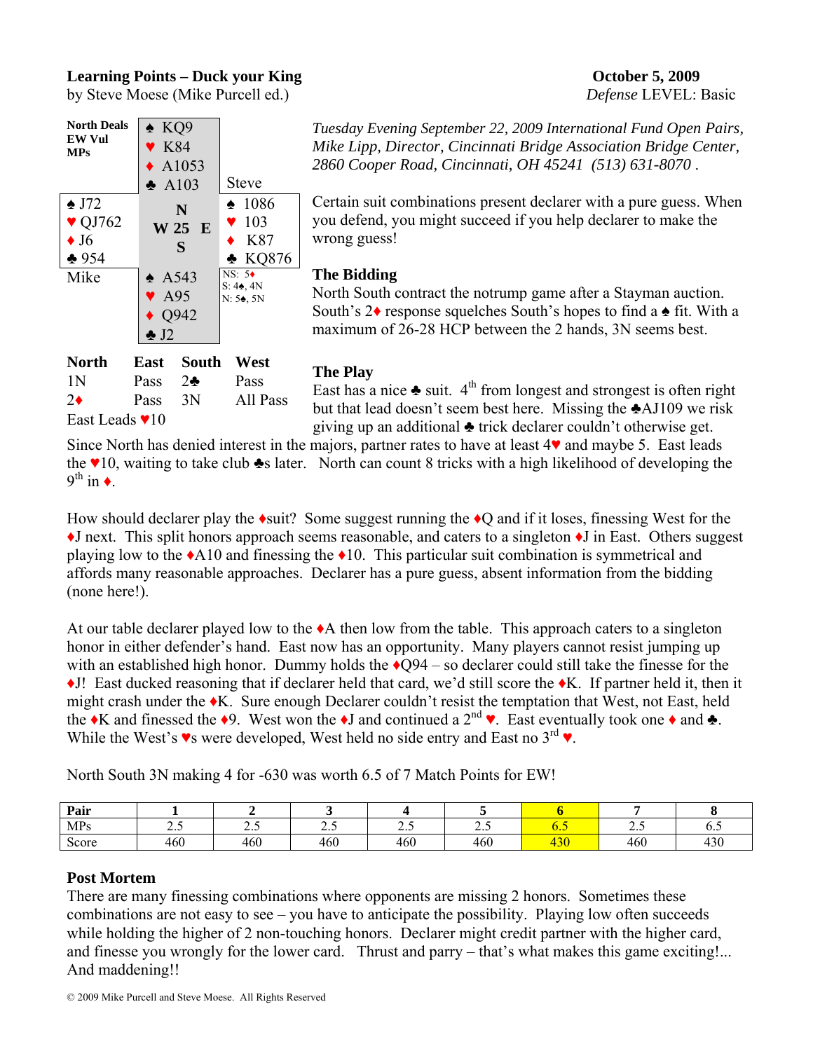**Learning Points – Duck your King** **October 5, 2009**

by Steve Moese (Mike Purcell ed.) *Defense* LEVEL: Basic

| North Deals EW Vul MPs | ♠ KQ9 ♥ K84 ♦ A1053 ♣ A103 | Steve |
|---|---|---|
| ♠ J72 ♥ QJ762 ♦ J6 ♣ 954 | N W 25 E S | ♠ 1086 ♥ 103 ♦ K87 ♣ KQ876 |
| Mike | ♠ A543 ♥ A95 ♦ Q942 ♣ J2 | NS: 5♦ S: 4♠, 4N N: 5♠, 5N |

| North | East | South | West |
|---|---|---|---|
| 1N | Pass | 2♣ | Pass |
| 2♦ | Pass | 3N | All Pass |

East Leads ♥10

*Tuesday Evening September 22, 2009 International Fund Open Pairs, Mike Lipp, Director, Cincinnati Bridge Association Bridge Center, 2860 Cooper Road, Cincinnati, OH 45241 (513) 631-8070 .*

Certain suit combinations present declarer with a pure guess. When you defend, you might succeed if you help declarer to make the wrong guess!

## The Bidding

North South contract the notrump game after a Stayman auction. South's 2♦ response squelches South's hopes to find a ♠ fit. With a maximum of 26-28 HCP between the 2 hands, 3N seems best.

## The Play

East has a nice ♣ suit. 4th from longest and strongest is often right but that lead doesn't seem best here. Missing the ♣AJ109 we risk giving up an additional ♣ trick declarer couldn't otherwise get. Since North has denied interest in the majors, partner rates to have at least 4♥ and maybe 5. East leads the ♥10, waiting to take club ♣s later. North can count 8 tricks with a high likelihood of developing the 9th in ♦.

How should declarer play the ♦suit? Some suggest running the ♦Q and if it loses, finessing West for the ♦J next. This split honors approach seems reasonable, and caters to a singleton ♦J in East. Others suggest playing low to the ♦A10 and finessing the ♦10. This particular suit combination is symmetrical and affords many reasonable approaches. Declarer has a pure guess, absent information from the bidding (none here!).

At our table declarer played low to the ♦A then low from the table. This approach caters to a singleton honor in either defender's hand. East now has an opportunity. Many players cannot resist jumping up with an established high honor. Dummy holds the ♦Q94 – so declarer could still take the finesse for the ♦J! East ducked reasoning that if declarer held that card, we'd still score the ♦K. If partner held it, then it might crash under the ♦K. Sure enough Declarer couldn't resist the temptation that West, not East, held the ♦K and finessed the ♦9. West won the ♦J and continued a 2nd ♥. East eventually took one ♦ and ♣. While the West's ♥s were developed, West held no side entry and East no 3rd ♥.

North South 3N making 4 for -630 was worth 6.5 of 7 Match Points for EW!

| Pair | 1 | 2 | 3 | 4 | 5 | 6 | 7 | 8 |
|---|---|---|---|---|---|---|---|---|
| MPs | 2.5 | 2.5 | 2.5 | 2.5 | 2.5 | 6.5 | 2.5 | 6.5 |
| Score | 460 | 460 | 460 | 460 | 460 | 430 | 460 | 430 |

## Post Mortem

There are many finessing combinations where opponents are missing 2 honors. Sometimes these combinations are not easy to see – you have to anticipate the possibility. Playing low often succeeds while holding the higher of 2 non-touching honors. Declarer might credit partner with the higher card, and finesse you wrongly for the lower card. Thrust and parry – that's what makes this game exciting!... And maddening!!

© 2009 Mike Purcell and Steve Moese. All Rights Reserved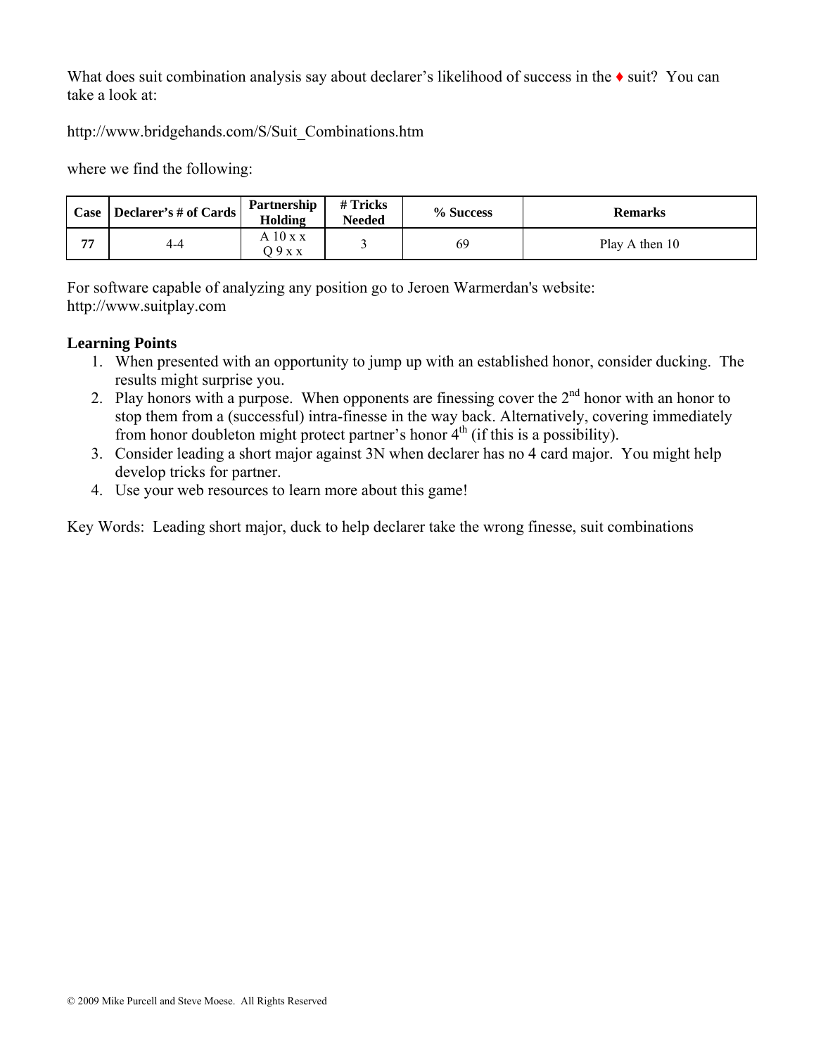What does suit combination analysis say about declarer's likelihood of success in the ♦ suit? You can take a look at:

http://www.bridgehands.com/S/Suit_Combinations.htm

where we find the following:

| Case | Declarer's # of Cards | Partnership Holding | # Tricks Needed | % Success | Remarks |
|---|---|---|---|---|---|
| **77** | 4-4 | A 10 x x<br>Q 9 x x | 3 | 69 | Play A then 10 |

For software capable of analyzing any position go to Jeroen Warmerdan's website: http://www.suitplay.com

**Learning Points**

1. When presented with an opportunity to jump up with an established honor, consider ducking. The results might surprise you.
2. Play honors with a purpose. When opponents are finessing cover the 2nd honor with an honor to stop them from a (successful) intra-finesse in the way back. Alternatively, covering immediately from honor doubleton might protect partner's honor 4th (if this is a possibility).
3. Consider leading a short major against 3N when declarer has no 4 card major. You might help develop tricks for partner.
4. Use your web resources to learn more about this game!

Key Words: Leading short major, duck to help declarer take the wrong finesse, suit combinations

© 2009 Mike Purcell and Steve Moese. All Rights Reserved